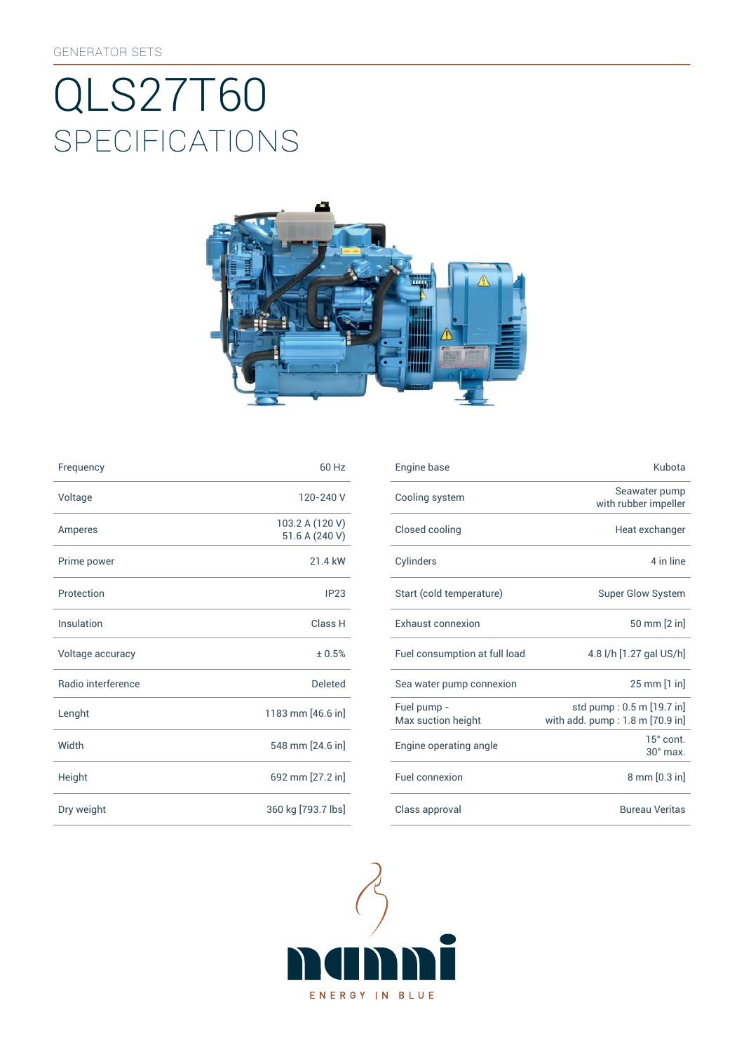GENERATOR SETS

# QLS27T60

## SPECIFICATIONS

| | |
|---|---|
| Frequency | 60 Hz |
| Voltage | 120-240 V |
| Amperes | 103.2 A (120 V) 51.6 A (240 V) |
| Prime power | 21.4 kW |
| Protection | IP23 |
| Insulation | Class H |
| Voltage accuracy | ± 0.5% |
| Radio interference | Deleted |
| Lenght | 1183 mm [46.6 in] |
| Width | 548 mm [24.6 in] |
| Height | 692 mm [27.2 in] |
| Dry weight | 360 kg [793.7 lbs] |

| | |
|---|---|
| Engine base | Kubota |
| Cooling system | Seawater pump with rubber impeller |
| Closed cooling | Heat exchanger |
| Cylinders | 4 in line |
| Start (cold temperature) | Super Glow System |
| Exhaust connexion | 50 mm [2 in] |
| Fuel consumption at full load | 4.8 l/h [1.27 gal US/h] |
| Sea water pump connexion | 25 mm [1 in] |
| Fuel pump - Max suction height | std pump : 0.5 m [19.7 in] with add. pump : 1.8 m [70.9 in] |
| Engine operating angle | 15° cont. 30° max. |
| Fuel connexion | 8 mm [0.3 in] |
| Class approval | Bureau Veritas |

nanni

ENERGY IN BLUE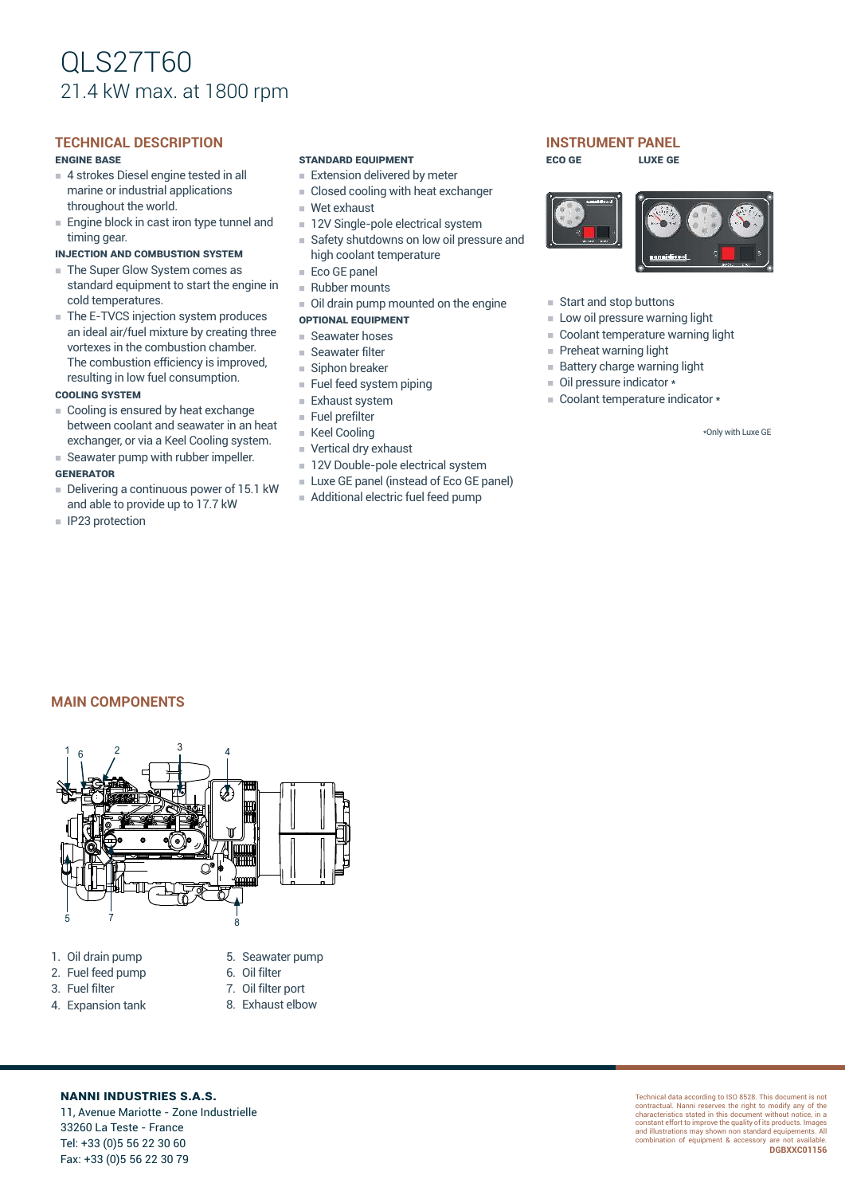# QLS27T60

21.4 kW max. at 1800 rpm

## TECHNICAL DESCRIPTION

### ENGINE BASE

- 4 strokes Diesel engine tested in all marine or industrial applications throughout the world.
- Engine block in cast iron type tunnel and timing gear.

### INJECTION AND COMBUSTION SYSTEM

- The Super Glow System comes as standard equipment to start the engine in cold temperatures.
- The E-TVCS injection system produces an ideal air/fuel mixture by creating three vortexes in the combustion chamber. The combustion efficiency is improved, resulting in low fuel consumption.

### COOLING SYSTEM

- Cooling is ensured by heat exchange between coolant and seawater in an heat exchanger, or via a Keel Cooling system.
- Seawater pump with rubber impeller.

### GENERATOR

- Delivering a continuous power of 15.1 kW and able to provide up to 17.7 kW
- IP23 protection

### STANDARD EQUIPMENT

- Extension delivered by meter
- Closed cooling with heat exchanger
- Wet exhaust
- 12V Single-pole electrical system
- Safety shutdowns on low oil pressure and high coolant temperature
- Eco GE panel
- Rubber mounts
- Oil drain pump mounted on the engine

### OPTIONAL EQUIPMENT

- Seawater hoses
- Seawater filter
- Siphon breaker
- Fuel feed system piping
- Exhaust system
- Fuel prefilter
- Keel Cooling
- Vertical dry exhaust
- 12V Double-pole electrical system
- Luxe GE panel (instead of Eco GE panel)
- Additional electric fuel feed pump

## INSTRUMENT PANEL

**ECO GE** **LUXE GE**

- Start and stop buttons
- Low oil pressure warning light
- Coolant temperature warning light
- Preheat warning light
- Battery charge warning light
- Oil pressure indicator *
- Coolant temperature indicator *

*Only with Luxe GE

## MAIN COMPONENTS

1 6 2 3 4

5 7 8

1. Oil drain pump
2. Fuel feed pump
3. Fuel filter
4. Expansion tank
5. Seawater pump
6. Oil filter
7. Oil filter port
8. Exhaust elbow

**NANNI INDUSTRIES S.A.S.**
11, Avenue Mariotte - Zone Industrielle
33260 La Teste - France
Tel: +33 (0)5 56 22 30 60
Fax: +33 (0)5 56 22 30 79

Technical data according to ISO 8528. This document is not contractual. Nanni reserves the right to modify any of the characteristics stated in this document without notice, in a constant effort to improve the quality of its products. Images and illustrations may shown non standard equipements. All combination of equipment & accessory are not available.
**DGBXXC01156**